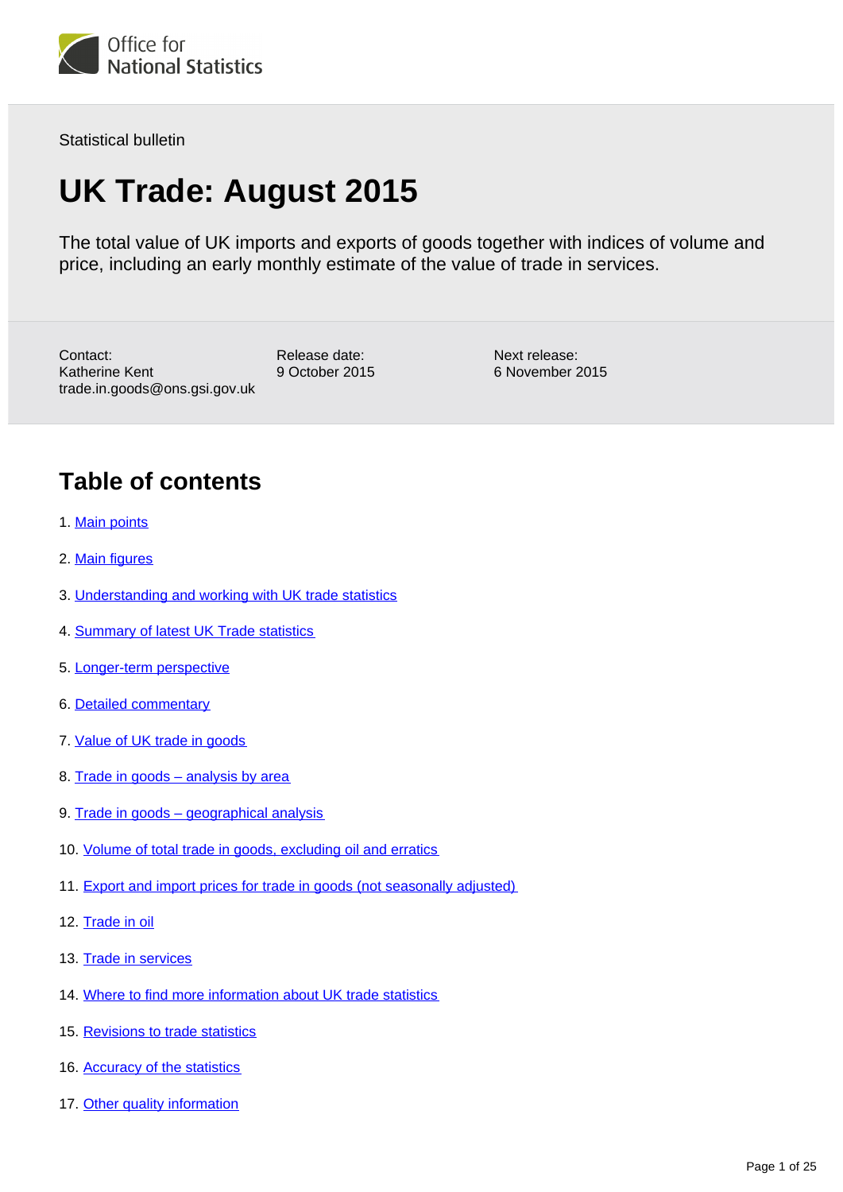Office for National Statistics

Statistical bulletin

# UK Trade: August 2015

The total value of UK imports and exports of goods together with indices of volume and price, including an early monthly estimate of the value of trade in services.

Contact:
Katherine Kent
trade.in.goods@ons.gsi.gov.uk

Release date:
9 October 2015

Next release:
6 November 2015

## Table of contents

1. Main points
2. Main figures
3. Understanding and working with UK trade statistics
4. Summary of latest UK Trade statistics
5. Longer-term perspective
6. Detailed commentary
7. Value of UK trade in goods
8. Trade in goods – analysis by area
9. Trade in goods – geographical analysis
10. Volume of total trade in goods, excluding oil and erratics
11. Export and import prices for trade in goods (not seasonally adjusted)
12. Trade in oil
13. Trade in services
14. Where to find more information about UK trade statistics
15. Revisions to trade statistics
16. Accuracy of the statistics
17. Other quality information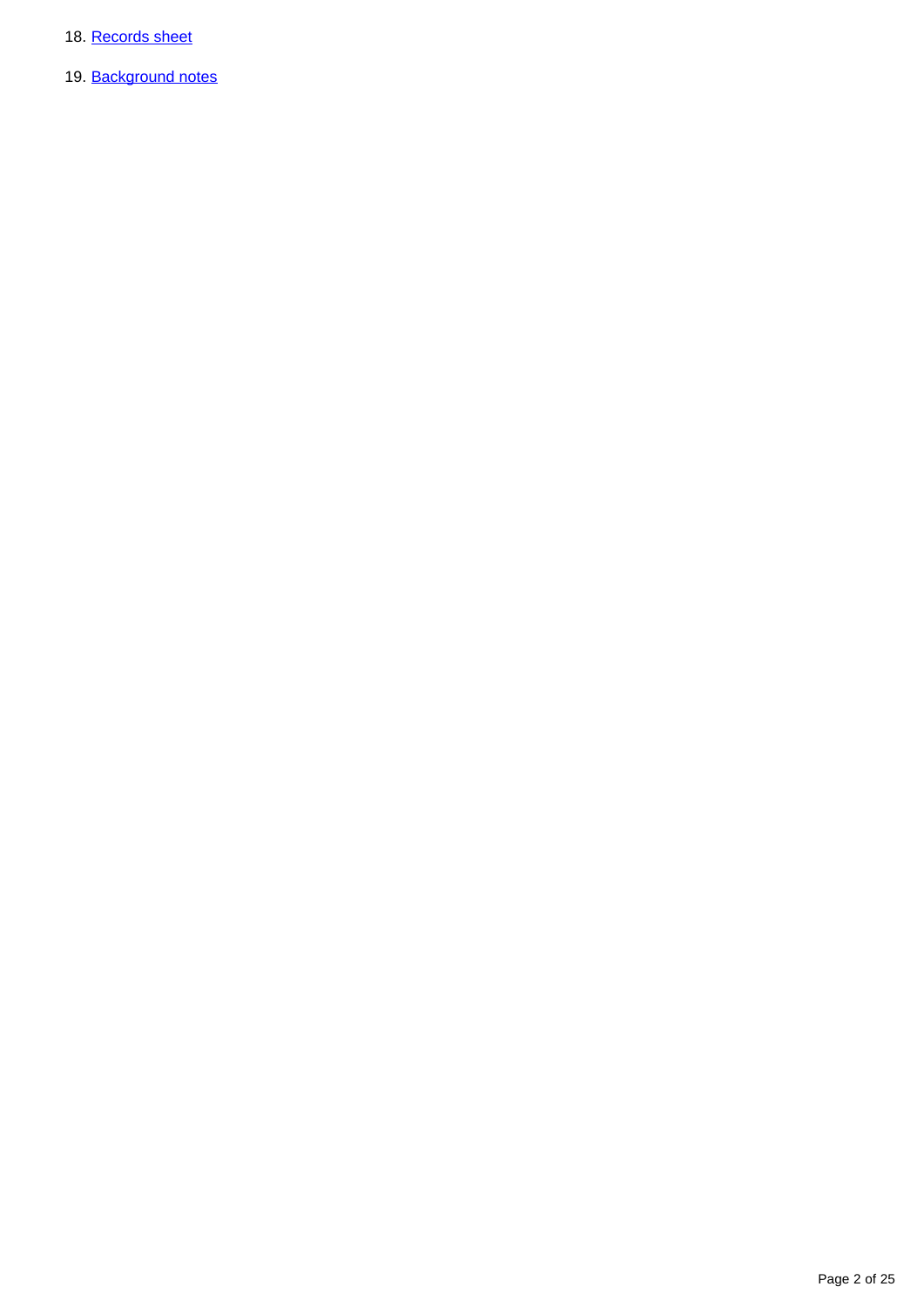18. Records sheet

19. Background notes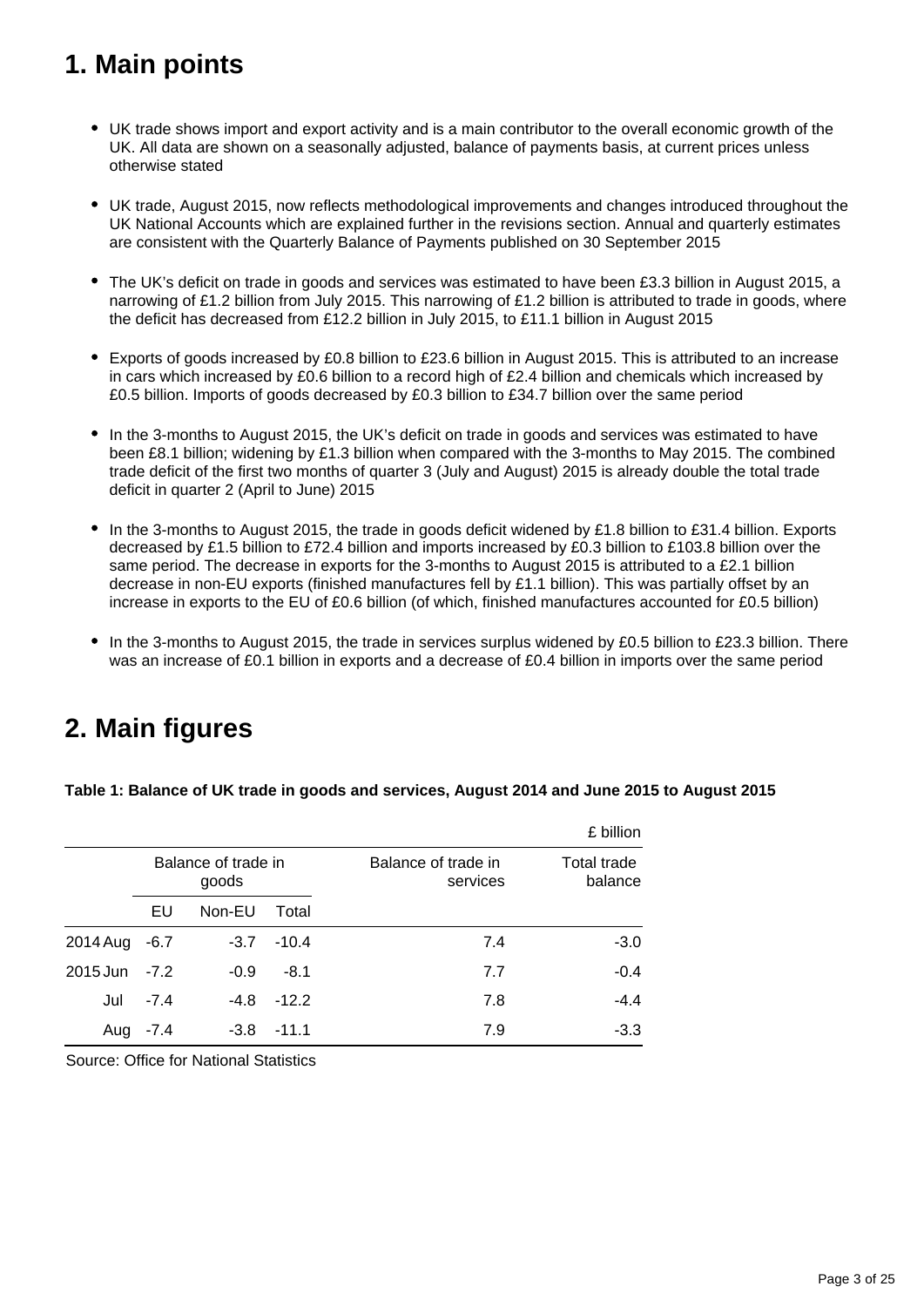## 1. Main points

- UK trade shows import and export activity and is a main contributor to the overall economic growth of the UK. All data are shown on a seasonally adjusted, balance of payments basis, at current prices unless otherwise stated

- UK trade, August 2015, now reflects methodological improvements and changes introduced throughout the UK National Accounts which are explained further in the revisions section. Annual and quarterly estimates are consistent with the Quarterly Balance of Payments published on 30 September 2015

- The UK's deficit on trade in goods and services was estimated to have been £3.3 billion in August 2015, a narrowing of £1.2 billion from July 2015. This narrowing of £1.2 billion is attributed to trade in goods, where the deficit has decreased from £12.2 billion in July 2015, to £11.1 billion in August 2015

- Exports of goods increased by £0.8 billion to £23.6 billion in August 2015. This is attributed to an increase in cars which increased by £0.6 billion to a record high of £2.4 billion and chemicals which increased by £0.5 billion. Imports of goods decreased by £0.3 billion to £34.7 billion over the same period

- In the 3-months to August 2015, the UK's deficit on trade in goods and services was estimated to have been £8.1 billion; widening by £1.3 billion when compared with the 3-months to May 2015. The combined trade deficit of the first two months of quarter 3 (July and August) 2015 is already double the total trade deficit in quarter 2 (April to June) 2015

- In the 3-months to August 2015, the trade in goods deficit widened by £1.8 billion to £31.4 billion. Exports decreased by £1.5 billion to £72.4 billion and imports increased by £0.3 billion to £103.8 billion over the same period. The decrease in exports for the 3-months to August 2015 is attributed to a £2.1 billion decrease in non-EU exports (finished manufactures fell by £1.1 billion). This was partially offset by an increase in exports to the EU of £0.6 billion (of which, finished manufactures accounted for £0.5 billion)

- In the 3-months to August 2015, the trade in services surplus widened by £0.5 billion to £23.3 billion. There was an increase of £0.1 billion in exports and a decrease of £0.4 billion in imports over the same period

## 2. Main figures

**Table 1: Balance of UK trade in goods and services, August 2014 and June 2015 to August 2015**

£ billion

| | Balance of trade in goods | | | Balance of trade in services | Total trade balance |
|---|---|---|---|---|---|
| | EU | Non-EU | Total | | |
| 2014 Aug | -6.7 | -3.7 | -10.4 | 7.4 | -3.0 |
| 2015 Jun | -7.2 | -0.9 | -8.1 | 7.7 | -0.4 |
| Jul | -7.4 | -4.8 | -12.2 | 7.8 | -4.4 |
| Aug | -7.4 | -3.8 | -11.1 | 7.9 | -3.3 |

Source: Office for National Statistics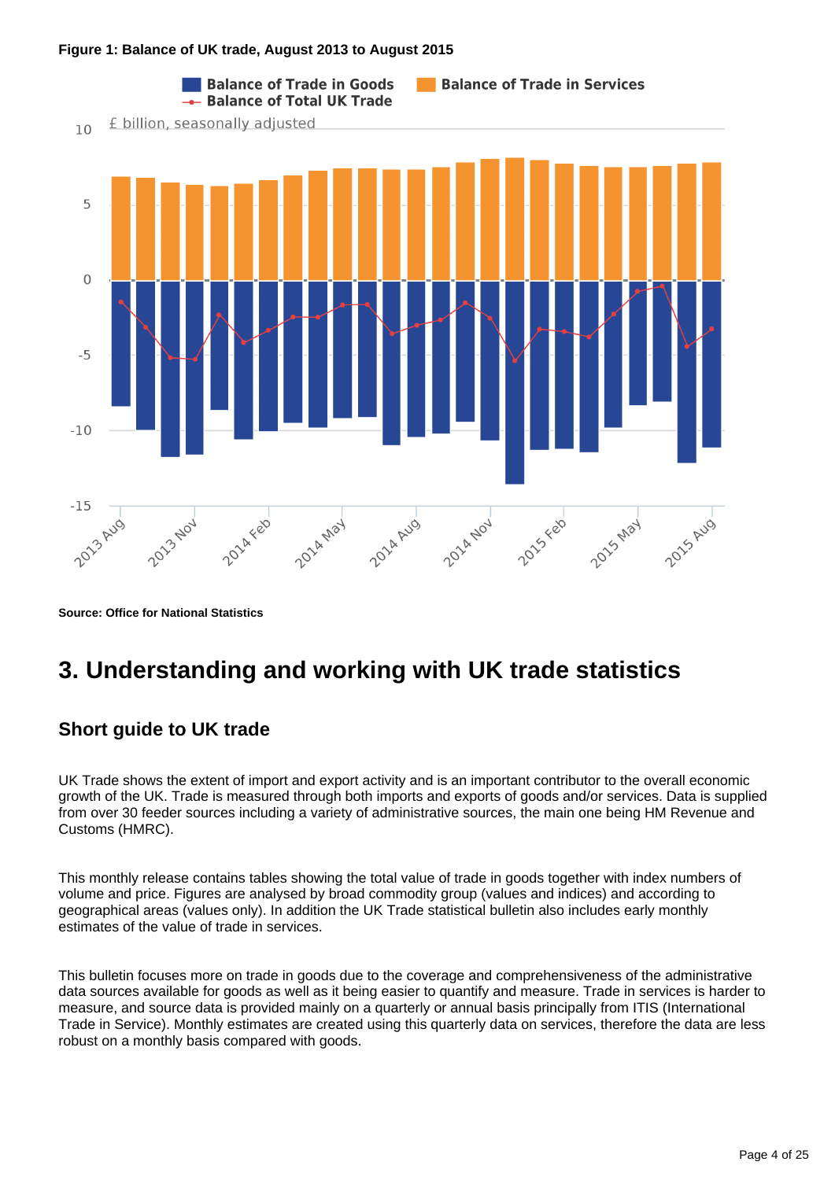**Figure 1: Balance of UK trade, August 2013 to August 2015**

**Source: Office for National Statistics**

## 3. Understanding and working with UK trade statistics

### Short guide to UK trade

UK Trade shows the extent of import and export activity and is an important contributor to the overall economic growth of the UK. Trade is measured through both imports and exports of goods and/or services. Data is supplied from over 30 feeder sources including a variety of administrative sources, the main one being HM Revenue and Customs (HMRC).

This monthly release contains tables showing the total value of trade in goods together with index numbers of volume and price. Figures are analysed by broad commodity group (values and indices) and according to geographical areas (values only). In addition the UK Trade statistical bulletin also includes early monthly estimates of the value of trade in services.

This bulletin focuses more on trade in goods due to the coverage and comprehensiveness of the administrative data sources available for goods as well as it being easier to quantify and measure. Trade in services is harder to measure, and source data is provided mainly on a quarterly or annual basis principally from ITIS (International Trade in Service). Monthly estimates are created using this quarterly data on services, therefore the data are less robust on a monthly basis compared with goods.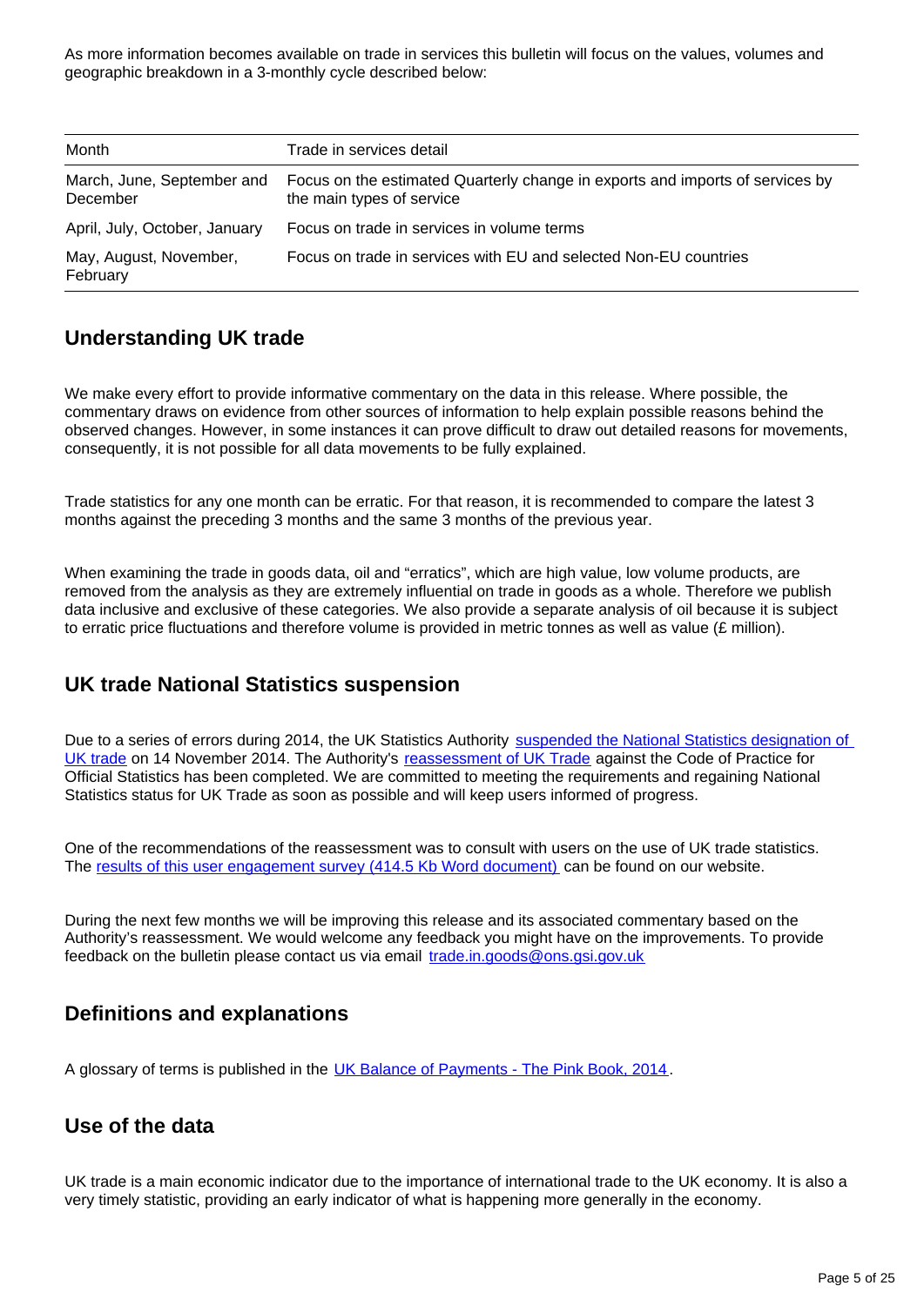As more information becomes available on trade in services this bulletin will focus on the values, volumes and geographic breakdown in a 3-monthly cycle described below:

| Month | Trade in services detail |
| --- | --- |
| March, June, September and December | Focus on the estimated Quarterly change in exports and imports of services by the main types of service |
| April, July, October, January | Focus on trade in services in volume terms |
| May, August, November, February | Focus on trade in services with EU and selected Non-EU countries |

## Understanding UK trade

We make every effort to provide informative commentary on the data in this release. Where possible, the commentary draws on evidence from other sources of information to help explain possible reasons behind the observed changes. However, in some instances it can prove difficult to draw out detailed reasons for movements, consequently, it is not possible for all data movements to be fully explained.

Trade statistics for any one month can be erratic. For that reason, it is recommended to compare the latest 3 months against the preceding 3 months and the same 3 months of the previous year.

When examining the trade in goods data, oil and "erratics", which are high value, low volume products, are removed from the analysis as they are extremely influential on trade in goods as a whole. Therefore we publish data inclusive and exclusive of these categories. We also provide a separate analysis of oil because it is subject to erratic price fluctuations and therefore volume is provided in metric tonnes as well as value (£ million).

## UK trade National Statistics suspension

Due to a series of errors during 2014, the UK Statistics Authority [suspended the National Statistics designation of UK trade] on 14 November 2014. The Authority's [reassessment of UK Trade] against the Code of Practice for Official Statistics has been completed. We are committed to meeting the requirements and regaining National Statistics status for UK Trade as soon as possible and will keep users informed of progress.

One of the recommendations of the reassessment was to consult with users on the use of UK trade statistics. The [results of this user engagement survey (414.5 Kb Word document)] can be found on our website.

During the next few months we will be improving this release and its associated commentary based on the Authority's reassessment. We would welcome any feedback you might have on the improvements. To provide feedback on the bulletin please contact us via email trade.in.goods@ons.gsi.gov.uk

## Definitions and explanations

A glossary of terms is published in the [UK Balance of Payments - The Pink Book, 2014].

## Use of the data

UK trade is a main economic indicator due to the importance of international trade to the UK economy. It is also a very timely statistic, providing an early indicator of what is happening more generally in the economy.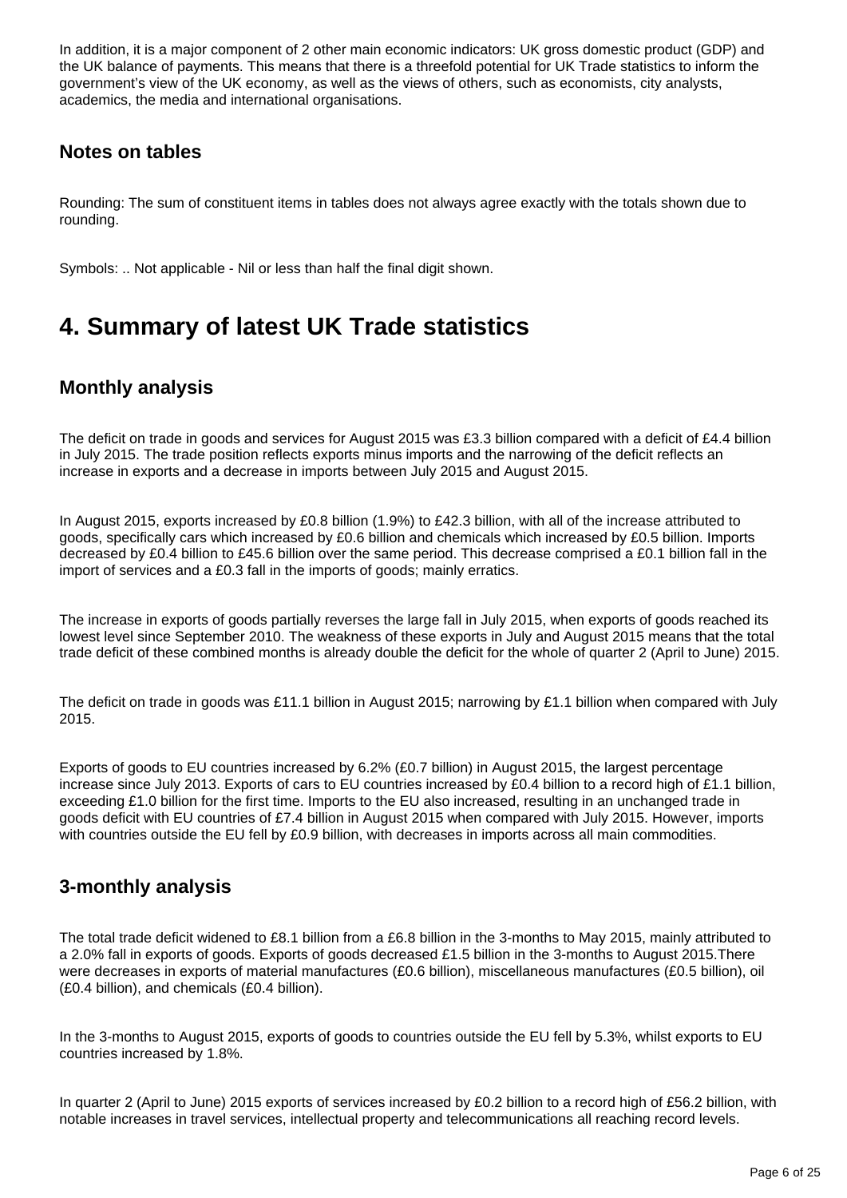In addition, it is a major component of 2 other main economic indicators: UK gross domestic product (GDP) and the UK balance of payments. This means that there is a threefold potential for UK Trade statistics to inform the government's view of the UK economy, as well as the views of others, such as economists, city analysts, academics, the media and international organisations.

### Notes on tables

Rounding: The sum of constituent items in tables does not always agree exactly with the totals shown due to rounding.

Symbols: .. Not applicable - Nil or less than half the final digit shown.

## 4. Summary of latest UK Trade statistics

### Monthly analysis

The deficit on trade in goods and services for August 2015 was £3.3 billion compared with a deficit of £4.4 billion in July 2015. The trade position reflects exports minus imports and the narrowing of the deficit reflects an increase in exports and a decrease in imports between July 2015 and August 2015.

In August 2015, exports increased by £0.8 billion (1.9%) to £42.3 billion, with all of the increase attributed to goods, specifically cars which increased by £0.6 billion and chemicals which increased by £0.5 billion. Imports decreased by £0.4 billion to £45.6 billion over the same period. This decrease comprised a £0.1 billion fall in the import of services and a £0.3 fall in the imports of goods; mainly erratics.

The increase in exports of goods partially reverses the large fall in July 2015, when exports of goods reached its lowest level since September 2010. The weakness of these exports in July and August 2015 means that the total trade deficit of these combined months is already double the deficit for the whole of quarter 2 (April to June) 2015.

The deficit on trade in goods was £11.1 billion in August 2015; narrowing by £1.1 billion when compared with July 2015.

Exports of goods to EU countries increased by 6.2% (£0.7 billion) in August 2015, the largest percentage increase since July 2013. Exports of cars to EU countries increased by £0.4 billion to a record high of £1.1 billion, exceeding £1.0 billion for the first time. Imports to the EU also increased, resulting in an unchanged trade in goods deficit with EU countries of £7.4 billion in August 2015 when compared with July 2015. However, imports with countries outside the EU fell by £0.9 billion, with decreases in imports across all main commodities.

### 3-monthly analysis

The total trade deficit widened to £8.1 billion from a £6.8 billion in the 3-months to May 2015, mainly attributed to a 2.0% fall in exports of goods. Exports of goods decreased £1.5 billion in the 3-months to August 2015.There were decreases in exports of material manufactures (£0.6 billion), miscellaneous manufactures (£0.5 billion), oil (£0.4 billion), and chemicals (£0.4 billion).

In the 3-months to August 2015, exports of goods to countries outside the EU fell by 5.3%, whilst exports to EU countries increased by 1.8%.

In quarter 2 (April to June) 2015 exports of services increased by £0.2 billion to a record high of £56.2 billion, with notable increases in travel services, intellectual property and telecommunications all reaching record levels.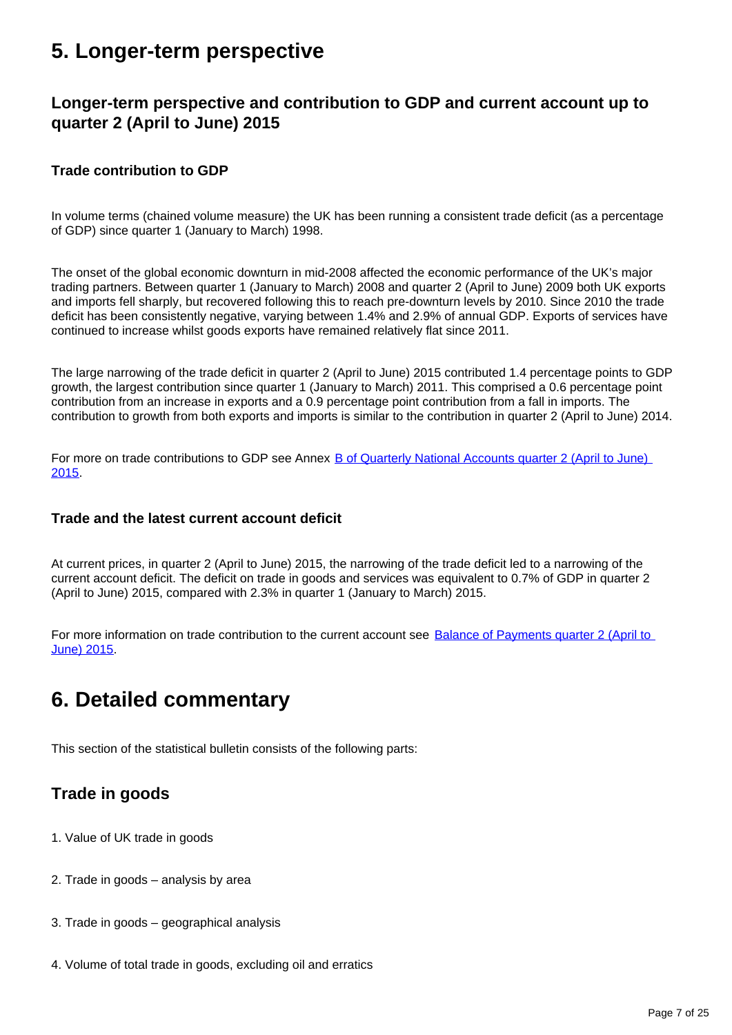# 5. Longer-term perspective

## Longer-term perspective and contribution to GDP and current account up to quarter 2 (April to June) 2015

### Trade contribution to GDP

In volume terms (chained volume measure) the UK has been running a consistent trade deficit (as a percentage of GDP) since quarter 1 (January to March) 1998.

The onset of the global economic downturn in mid-2008 affected the economic performance of the UK's major trading partners. Between quarter 1 (January to March) 2008 and quarter 2 (April to June) 2009 both UK exports and imports fell sharply, but recovered following this to reach pre-downturn levels by 2010. Since 2010 the trade deficit has been consistently negative, varying between 1.4% and 2.9% of annual GDP. Exports of services have continued to increase whilst goods exports have remained relatively flat since 2011.

The large narrowing of the trade deficit in quarter 2 (April to June) 2015 contributed 1.4 percentage points to GDP growth, the largest contribution since quarter 1 (January to March) 2011. This comprised a 0.6 percentage point contribution from an increase in exports and a 0.9 percentage point contribution from a fall in imports. The contribution to growth from both exports and imports is similar to the contribution in quarter 2 (April to June) 2014.

For more on trade contributions to GDP see Annex B of Quarterly National Accounts quarter 2 (April to June) 2015.

### Trade and the latest current account deficit

At current prices, in quarter 2 (April to June) 2015, the narrowing of the trade deficit led to a narrowing of the current account deficit. The deficit on trade in goods and services was equivalent to 0.7% of GDP in quarter 2 (April to June) 2015, compared with 2.3% in quarter 1 (January to March) 2015.

For more information on trade contribution to the current account see Balance of Payments quarter 2 (April to June) 2015.

# 6. Detailed commentary

This section of the statistical bulletin consists of the following parts:

## Trade in goods

1. Value of UK trade in goods

2. Trade in goods – analysis by area

3. Trade in goods – geographical analysis

4. Volume of total trade in goods, excluding oil and erratics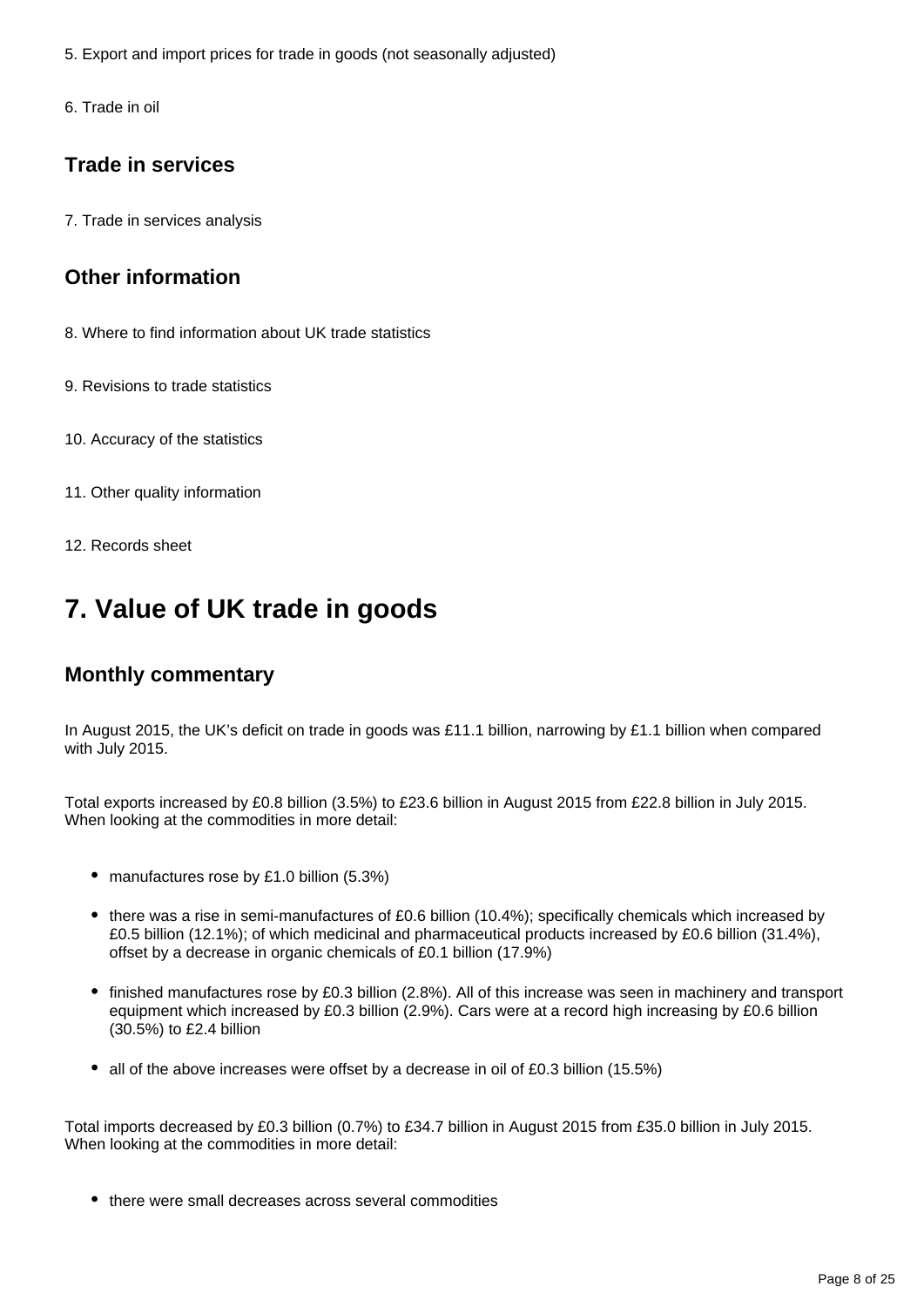5. Export and import prices for trade in goods (not seasonally adjusted)

6. Trade in oil

### Trade in services

7. Trade in services analysis

### Other information

8. Where to find information about UK trade statistics

9. Revisions to trade statistics

10. Accuracy of the statistics

11. Other quality information

12. Records sheet

# 7. Value of UK trade in goods

## Monthly commentary

In August 2015, the UK’s deficit on trade in goods was £11.1 billion, narrowing by £1.1 billion when compared with July 2015.

Total exports increased by £0.8 billion (3.5%) to £23.6 billion in August 2015 from £22.8 billion in July 2015. When looking at the commodities in more detail:

- manufactures rose by £1.0 billion (5.3%)
- there was a rise in semi-manufactures of £0.6 billion (10.4%); specifically chemicals which increased by £0.5 billion (12.1%); of which medicinal and pharmaceutical products increased by £0.6 billion (31.4%), offset by a decrease in organic chemicals of £0.1 billion (17.9%)
- finished manufactures rose by £0.3 billion (2.8%). All of this increase was seen in machinery and transport equipment which increased by £0.3 billion (2.9%). Cars were at a record high increasing by £0.6 billion (30.5%) to £2.4 billion
- all of the above increases were offset by a decrease in oil of £0.3 billion (15.5%)

Total imports decreased by £0.3 billion (0.7%) to £34.7 billion in August 2015 from £35.0 billion in July 2015. When looking at the commodities in more detail:

- there were small decreases across several commodities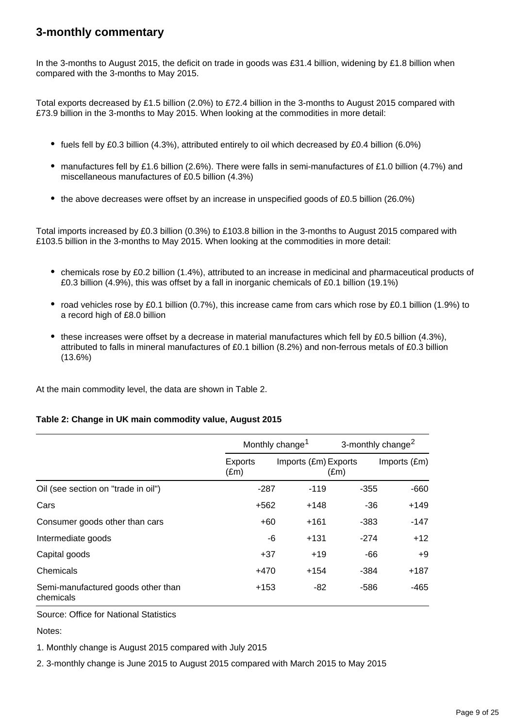## 3-monthly commentary

In the 3-months to August 2015, the deficit on trade in goods was £31.4 billion, widening by £1.8 billion when compared with the 3-months to May 2015.

Total exports decreased by £1.5 billion (2.0%) to £72.4 billion in the 3-months to August 2015 compared with £73.9 billion in the 3-months to May 2015. When looking at the commodities in more detail:

- fuels fell by £0.3 billion (4.3%), attributed entirely to oil which decreased by £0.4 billion (6.0%)
- manufactures fell by £1.6 billion (2.6%). There were falls in semi-manufactures of £1.0 billion (4.7%) and miscellaneous manufactures of £0.5 billion (4.3%)
- the above decreases were offset by an increase in unspecified goods of £0.5 billion (26.0%)

Total imports increased by £0.3 billion (0.3%) to £103.8 billion in the 3-months to August 2015 compared with £103.5 billion in the 3-months to May 2015. When looking at the commodities in more detail:

- chemicals rose by £0.2 billion (1.4%), attributed to an increase in medicinal and pharmaceutical products of £0.3 billion (4.9%), this was offset by a fall in inorganic chemicals of £0.1 billion (19.1%)
- road vehicles rose by £0.1 billion (0.7%), this increase came from cars which rose by £0.1 billion (1.9%) to a record high of £8.0 billion
- these increases were offset by a decrease in material manufactures which fell by £0.5 billion (4.3%), attributed to falls in mineral manufactures of £0.1 billion (8.2%) and non-ferrous metals of £0.3 billion (13.6%)

At the main commodity level, the data are shown in Table 2.

**Table 2: Change in UK main commodity value, August 2015**

| | Monthly change[1] | | 3-monthly change[2] | |
|---|---|---|---|---|
| | Exports (£m) | Imports (£m) | Exports (£m) | Imports (£m) |
| Oil (see section on "trade in oil") | -287 | -119 | -355 | -660 |
| Cars | +562 | +148 | -36 | +149 |
| Consumer goods other than cars | +60 | +161 | -383 | -147 |
| Intermediate goods | -6 | +131 | -274 | +12 |
| Capital goods | +37 | +19 | -66 | +9 |
| Chemicals | +470 | +154 | -384 | +187 |
| Semi-manufactured goods other than chemicals | +153 | -82 | -586 | -465 |

Source: Office for National Statistics

Notes:

1. Monthly change is August 2015 compared with July 2015
2. 3-monthly change is June 2015 to August 2015 compared with March 2015 to May 2015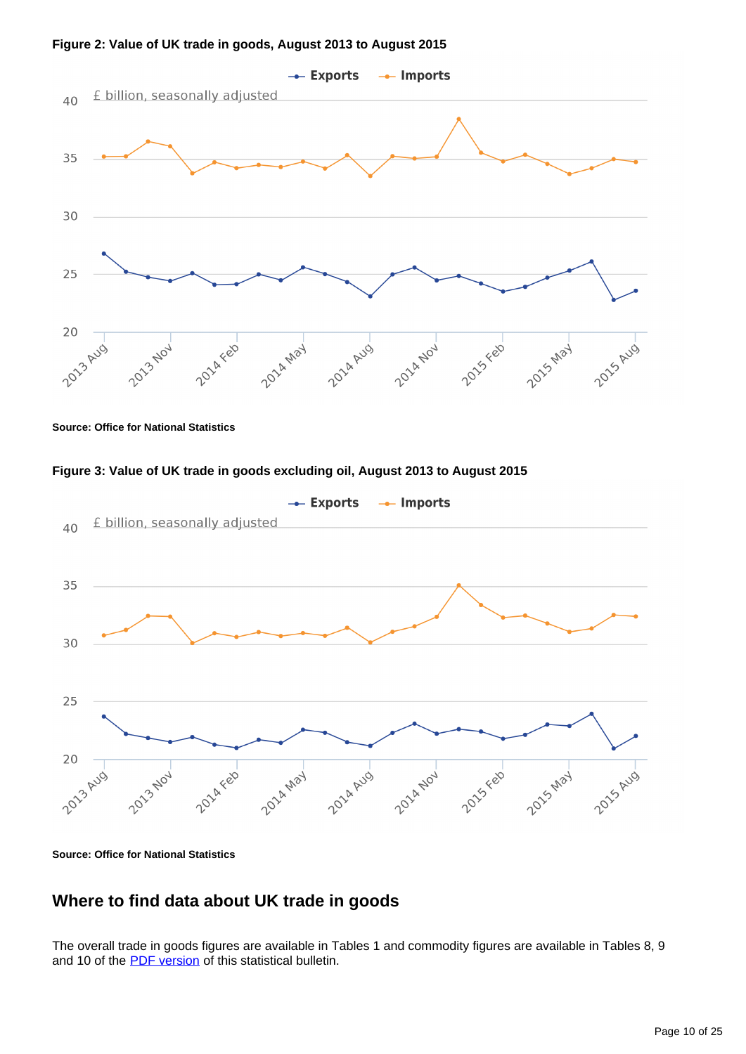**Figure 2: Value of UK trade in goods, August 2013 to August 2015**

**Source: Office for National Statistics**

**Figure 3: Value of UK trade in goods excluding oil, August 2013 to August 2015**

**Source: Office for National Statistics**

## Where to find data about UK trade in goods

The overall trade in goods figures are available in Tables 1 and commodity figures are available in Tables 8, 9 and 10 of the [PDF version](PDF version) of this statistical bulletin.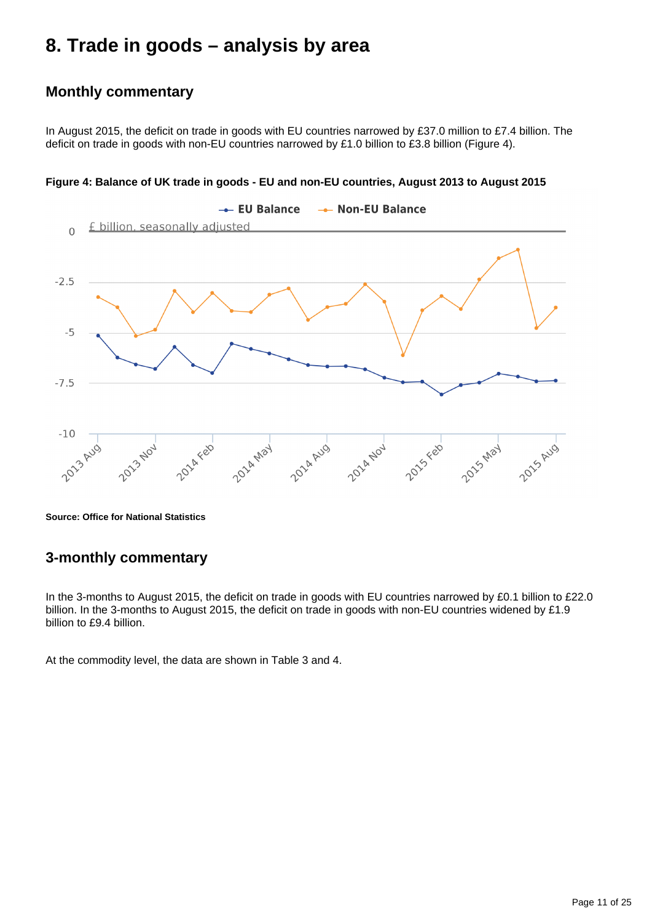# 8. Trade in goods – analysis by area

## Monthly commentary

In August 2015, the deficit on trade in goods with EU countries narrowed by £37.0 million to £7.4 billion. The deficit on trade in goods with non-EU countries narrowed by £1.0 billion to £3.8 billion (Figure 4).

**Figure 4: Balance of UK trade in goods - EU and non-EU countries, August 2013 to August 2015**

**Source: Office for National Statistics**

## 3-monthly commentary

In the 3-months to August 2015, the deficit on trade in goods with EU countries narrowed by £0.1 billion to £22.0 billion. In the 3-months to August 2015, the deficit on trade in goods with non-EU countries widened by £1.9 billion to £9.4 billion.

At the commodity level, the data are shown in Table 3 and 4.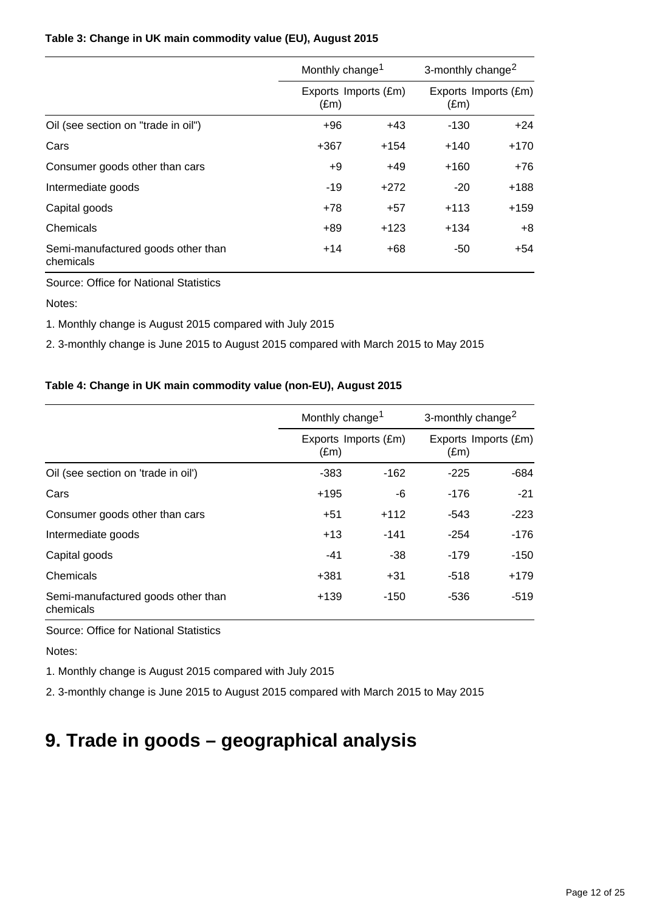**Table 3: Change in UK main commodity value (EU), August 2015**

| | Monthly change[1] | | 3-monthly change[2] | |
|---|---|---|---|---|
| | Exports (£m) | Imports (£m) | Exports (£m) | Imports (£m) |
| Oil (see section on "trade in oil") | +96 | +43 | -130 | +24 |
| Cars | +367 | +154 | +140 | +170 |
| Consumer goods other than cars | +9 | +49 | +160 | +76 |
| Intermediate goods | -19 | +272 | -20 | +188 |
| Capital goods | +78 | +57 | +113 | +159 |
| Chemicals | +89 | +123 | +134 | +8 |
| Semi-manufactured goods other than chemicals | +14 | +68 | -50 | +54 |

Source: Office for National Statistics

Notes:

1. Monthly change is August 2015 compared with July 2015

2. 3-monthly change is June 2015 to August 2015 compared with March 2015 to May 2015

**Table 4: Change in UK main commodity value (non-EU), August 2015**

| | Monthly change[1] | | 3-monthly change[2] | |
|---|---|---|---|---|
| | Exports (£m) | Imports (£m) | Exports (£m) | Imports (£m) |
| Oil (see section on 'trade in oil') | -383 | -162 | -225 | -684 |
| Cars | +195 | -6 | -176 | -21 |
| Consumer goods other than cars | +51 | +112 | -543 | -223 |
| Intermediate goods | +13 | -141 | -254 | -176 |
| Capital goods | -41 | -38 | -179 | -150 |
| Chemicals | +381 | +31 | -518 | +179 |
| Semi-manufactured goods other than chemicals | +139 | -150 | -536 | -519 |

Source: Office for National Statistics

Notes:

1. Monthly change is August 2015 compared with July 2015

2. 3-monthly change is June 2015 to August 2015 compared with March 2015 to May 2015

## 9. Trade in goods – geographical analysis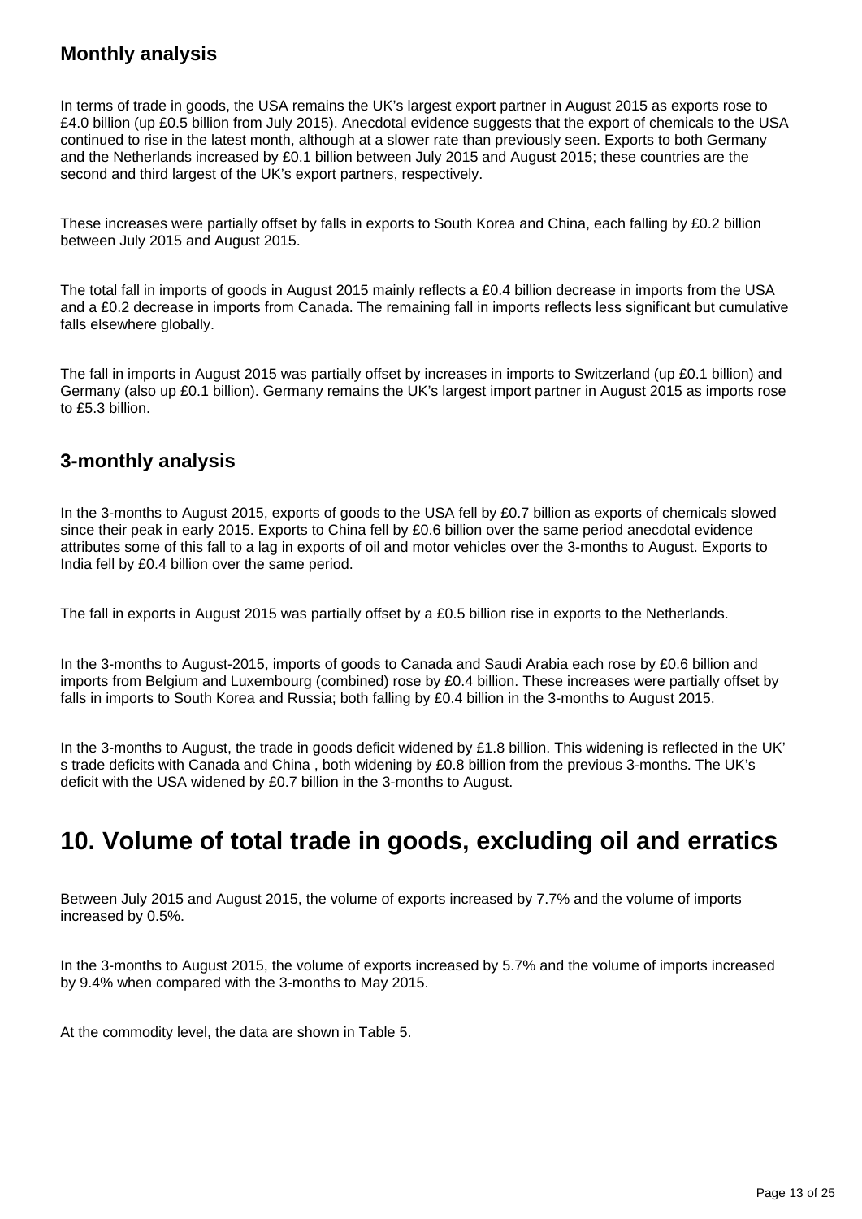### Monthly analysis

In terms of trade in goods, the USA remains the UK’s largest export partner in August 2015 as exports rose to £4.0 billion (up £0.5 billion from July 2015). Anecdotal evidence suggests that the export of chemicals to the USA continued to rise in the latest month, although at a slower rate than previously seen. Exports to both Germany and the Netherlands increased by £0.1 billion between July 2015 and August 2015; these countries are the second and third largest of the UK’s export partners, respectively.

These increases were partially offset by falls in exports to South Korea and China, each falling by £0.2 billion between July 2015 and August 2015.

The total fall in imports of goods in August 2015 mainly reflects a £0.4 billion decrease in imports from the USA and a £0.2 decrease in imports from Canada. The remaining fall in imports reflects less significant but cumulative falls elsewhere globally.

The fall in imports in August 2015 was partially offset by increases in imports to Switzerland (up £0.1 billion) and Germany (also up £0.1 billion). Germany remains the UK’s largest import partner in August 2015 as imports rose to £5.3 billion.

### 3-monthly analysis

In the 3-months to August 2015, exports of goods to the USA fell by £0.7 billion as exports of chemicals slowed since their peak in early 2015. Exports to China fell by £0.6 billion over the same period anecdotal evidence attributes some of this fall to a lag in exports of oil and motor vehicles over the 3-months to August. Exports to India fell by £0.4 billion over the same period.

The fall in exports in August 2015 was partially offset by a £0.5 billion rise in exports to the Netherlands.

In the 3-months to August-2015, imports of goods to Canada and Saudi Arabia each rose by £0.6 billion and imports from Belgium and Luxembourg (combined) rose by £0.4 billion. These increases were partially offset by falls in imports to South Korea and Russia; both falling by £0.4 billion in the 3-months to August 2015.

In the 3-months to August, the trade in goods deficit widened by £1.8 billion. This widening is reflected in the UK’ s trade deficits with Canada and China , both widening by £0.8 billion from the previous 3-months. The UK’s deficit with the USA widened by £0.7 billion in the 3-months to August.

## 10. Volume of total trade in goods, excluding oil and erratics

Between July 2015 and August 2015, the volume of exports increased by 7.7% and the volume of imports increased by 0.5%.

In the 3-months to August 2015, the volume of exports increased by 5.7% and the volume of imports increased by 9.4% when compared with the 3-months to May 2015.

At the commodity level, the data are shown in Table 5.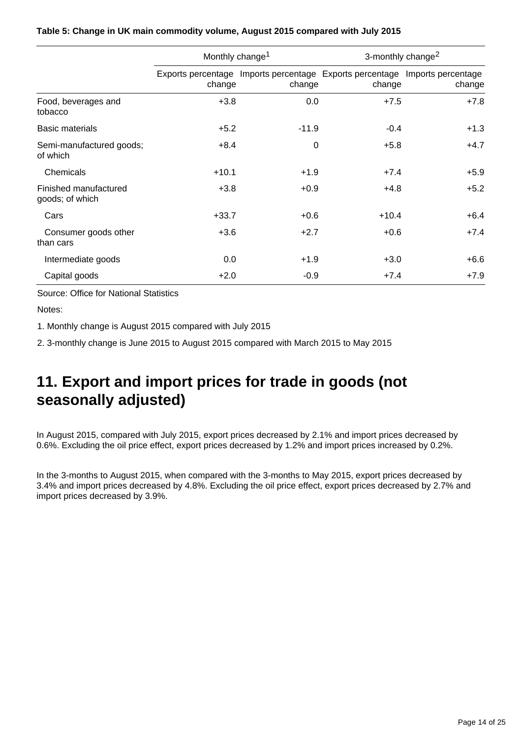**Table 5: Change in UK main commodity volume, August 2015 compared with July 2015**

| | Monthly change[1] | | 3-monthly change[2] | |
|---|---|---|---|---|
| | Exports percentage change | Imports percentage change | Exports percentage change | Imports percentage change |
| Food, beverages and tobacco | +3.8 | 0.0 | +7.5 | +7.8 |
| Basic materials | +5.2 | -11.9 | -0.4 | +1.3 |
| Semi-manufactured goods; of which | +8.4 | 0 | +5.8 | +4.7 |
| Chemicals | +10.1 | +1.9 | +7.4 | +5.9 |
| Finished manufactured goods; of which | +3.8 | +0.9 | +4.8 | +5.2 |
| Cars | +33.7 | +0.6 | +10.4 | +6.4 |
| Consumer goods other than cars | +3.6 | +2.7 | +0.6 | +7.4 |
| Intermediate goods | 0.0 | +1.9 | +3.0 | +6.6 |
| Capital goods | +2.0 | -0.9 | +7.4 | +7.9 |

Source: Office for National Statistics

Notes:

1. Monthly change is August 2015 compared with July 2015

2. 3-monthly change is June 2015 to August 2015 compared with March 2015 to May 2015

## 11. Export and import prices for trade in goods (not seasonally adjusted)

In August 2015, compared with July 2015, export prices decreased by 2.1% and import prices decreased by 0.6%. Excluding the oil price effect, export prices decreased by 1.2% and import prices increased by 0.2%.

In the 3-months to August 2015, when compared with the 3-months to May 2015, export prices decreased by 3.4% and import prices decreased by 4.8%. Excluding the oil price effect, export prices decreased by 2.7% and import prices decreased by 3.9%.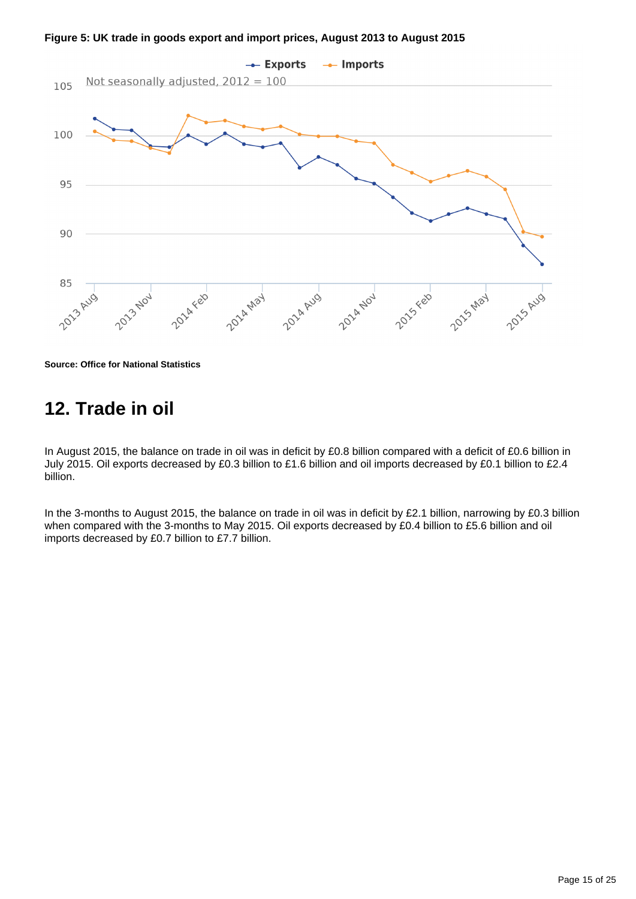**Figure 5: UK trade in goods export and import prices, August 2013 to August 2015**

**Source: Office for National Statistics**

## 12. Trade in oil

In August 2015, the balance on trade in oil was in deficit by £0.8 billion compared with a deficit of £0.6 billion in July 2015. Oil exports decreased by £0.3 billion to £1.6 billion and oil imports decreased by £0.1 billion to £2.4 billion.

In the 3-months to August 2015, the balance on trade in oil was in deficit by £2.1 billion, narrowing by £0.3 billion when compared with the 3-months to May 2015. Oil exports decreased by £0.4 billion to £5.6 billion and oil imports decreased by £0.7 billion to £7.7 billion.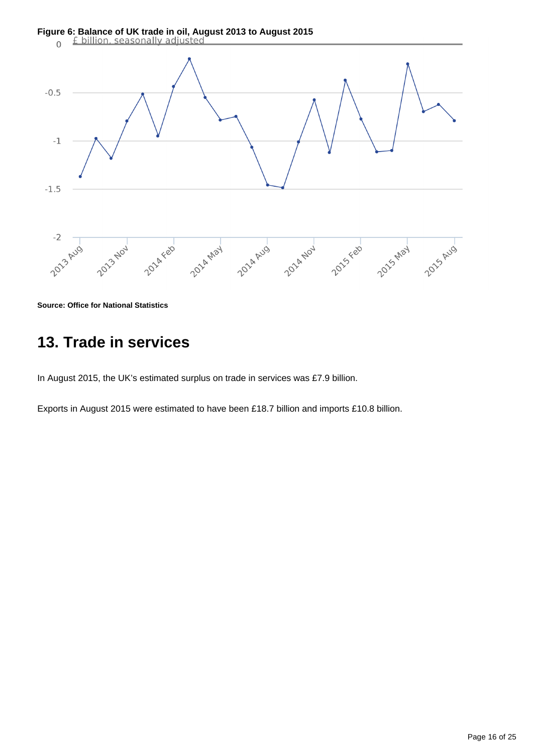**Figure 6: Balance of UK trade in oil, August 2013 to August 2015**

£ billion, seasonally adjusted

**Source: Office for National Statistics**

## 13. Trade in services

In August 2015, the UK's estimated surplus on trade in services was £7.9 billion.

Exports in August 2015 were estimated to have been £18.7 billion and imports £10.8 billion.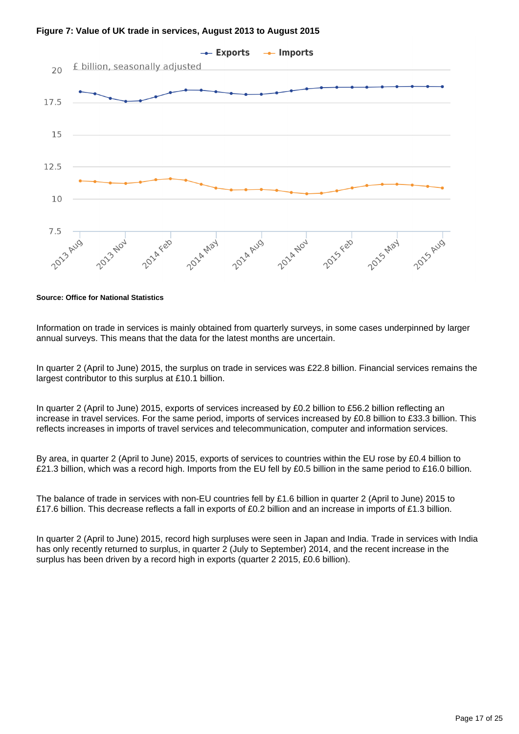**Figure 7: Value of UK trade in services, August 2013 to August 2015**

**Source: Office for National Statistics**

Information on trade in services is mainly obtained from quarterly surveys, in some cases underpinned by larger annual surveys. This means that the data for the latest months are uncertain.

In quarter 2 (April to June) 2015, the surplus on trade in services was £22.8 billion. Financial services remains the largest contributor to this surplus at £10.1 billion.

In quarter 2 (April to June) 2015, exports of services increased by £0.2 billion to £56.2 billion reflecting an increase in travel services. For the same period, imports of services increased by £0.8 billion to £33.3 billion. This reflects increases in imports of travel services and telecommunication, computer and information services.

By area, in quarter 2 (April to June) 2015, exports of services to countries within the EU rose by £0.4 billion to £21.3 billion, which was a record high. Imports from the EU fell by £0.5 billion in the same period to £16.0 billion.

The balance of trade in services with non-EU countries fell by £1.6 billion in quarter 2 (April to June) 2015 to £17.6 billion. This decrease reflects a fall in exports of £0.2 billion and an increase in imports of £1.3 billion.

In quarter 2 (April to June) 2015, record high surpluses were seen in Japan and India. Trade in services with India has only recently returned to surplus, in quarter 2 (July to September) 2014, and the recent increase in the surplus has been driven by a record high in exports (quarter 2 2015, £0.6 billion).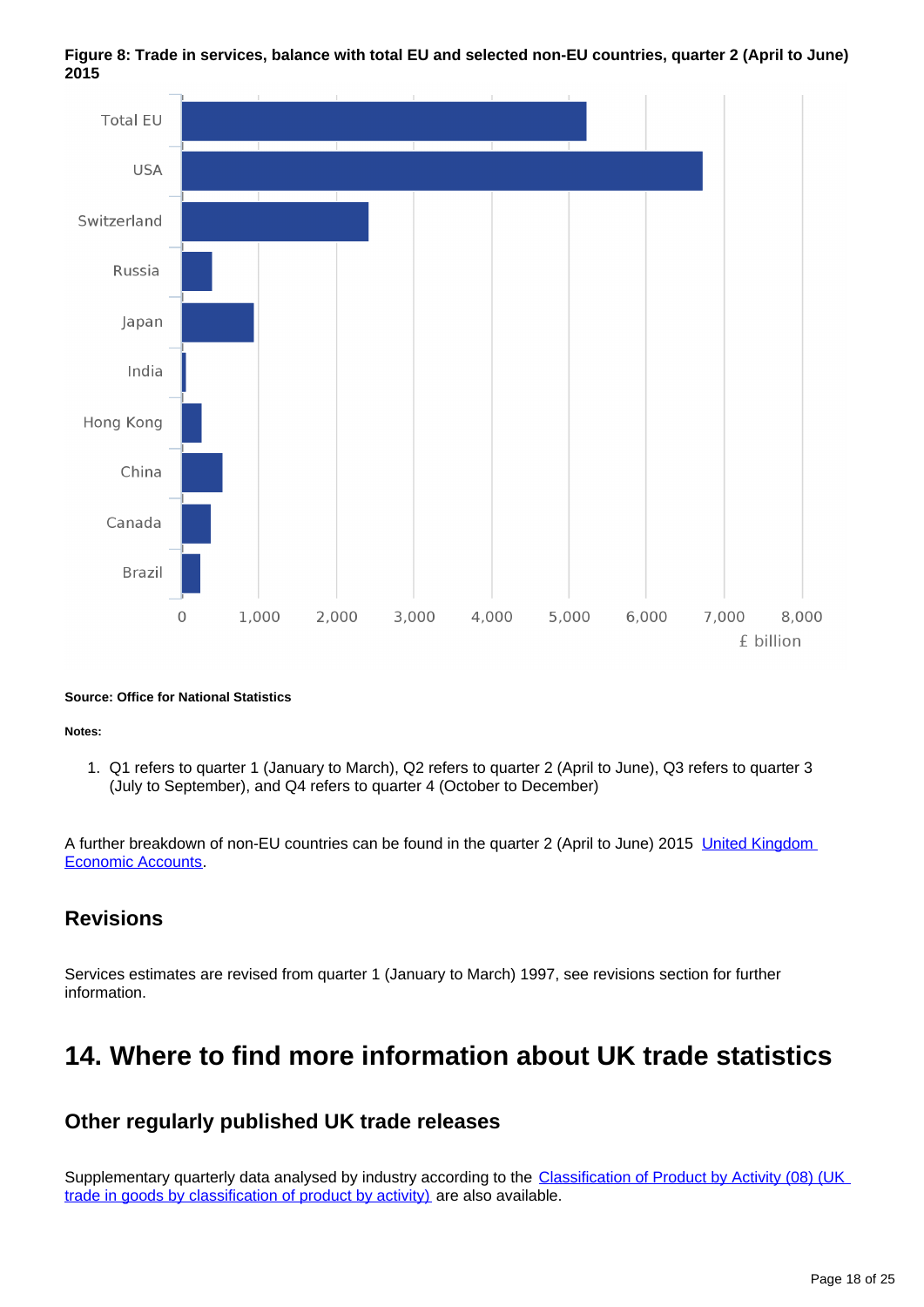**Figure 8: Trade in services, balance with total EU and selected non-EU countries, quarter 2 (April to June) 2015**

Source: Office for National Statistics

Notes:

1. Q1 refers to quarter 1 (January to March), Q2 refers to quarter 2 (April to June), Q3 refers to quarter 3 (July to September), and Q4 refers to quarter 4 (October to December)

A further breakdown of non-EU countries can be found in the quarter 2 (April to June) 2015 United Kingdom Economic Accounts.

### Revisions

Services estimates are revised from quarter 1 (January to March) 1997, see revisions section for further information.

## 14. Where to find more information about UK trade statistics

### Other regularly published UK trade releases

Supplementary quarterly data analysed by industry according to the Classification of Product by Activity (08) (UK trade in goods by classification of product by activity) are also available.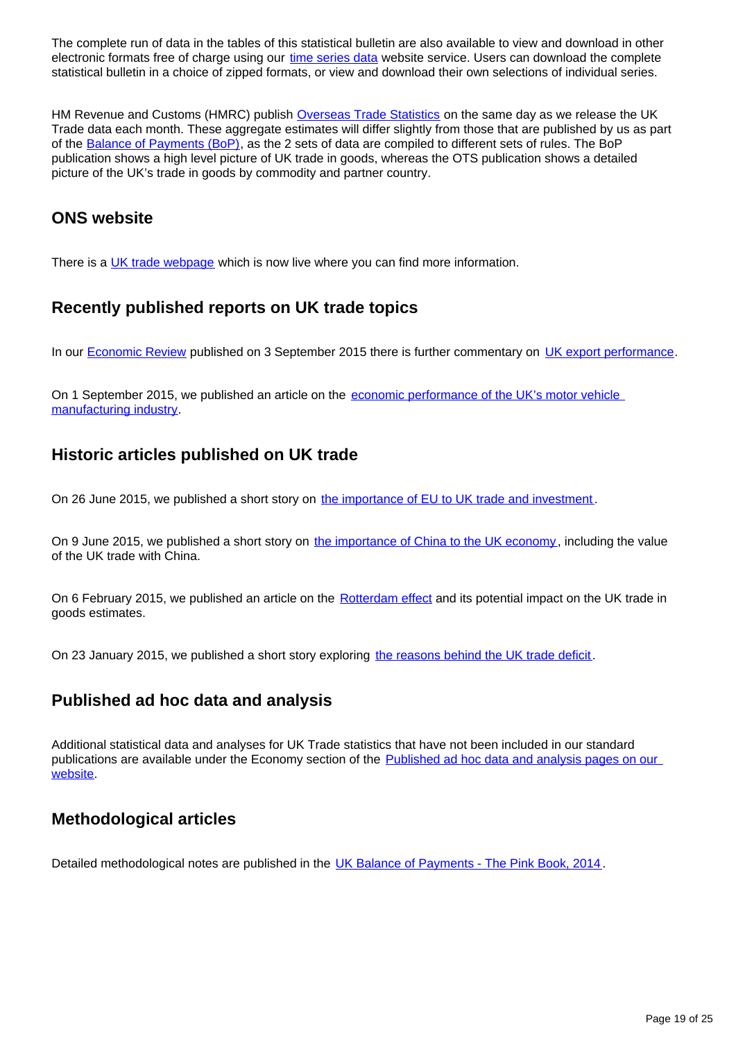The complete run of data in the tables of this statistical bulletin are also available to view and download in other electronic formats free of charge using our time series data website service. Users can download the complete statistical bulletin in a choice of zipped formats, or view and download their own selections of individual series.

HM Revenue and Customs (HMRC) publish Overseas Trade Statistics on the same day as we release the UK Trade data each month. These aggregate estimates will differ slightly from those that are published by us as part of the Balance of Payments (BoP), as the 2 sets of data are compiled to different sets of rules. The BoP publication shows a high level picture of UK trade in goods, whereas the OTS publication shows a detailed picture of the UK's trade in goods by commodity and partner country.

## ONS website

There is a UK trade webpage which is now live where you can find more information.

## Recently published reports on UK trade topics

In our Economic Review published on 3 September 2015 there is further commentary on UK export performance.

On 1 September 2015, we published an article on the economic performance of the UK's motor vehicle manufacturing industry.

## Historic articles published on UK trade

On 26 June 2015, we published a short story on the importance of EU to UK trade and investment.

On 9 June 2015, we published a short story on the importance of China to the UK economy, including the value of the UK trade with China.

On 6 February 2015, we published an article on the Rotterdam effect and its potential impact on the UK trade in goods estimates.

On 23 January 2015, we published a short story exploring the reasons behind the UK trade deficit.

## Published ad hoc data and analysis

Additional statistical data and analyses for UK Trade statistics that have not been included in our standard publications are available under the Economy section of the Published ad hoc data and analysis pages on our website.

## Methodological articles

Detailed methodological notes are published in the UK Balance of Payments - The Pink Book, 2014.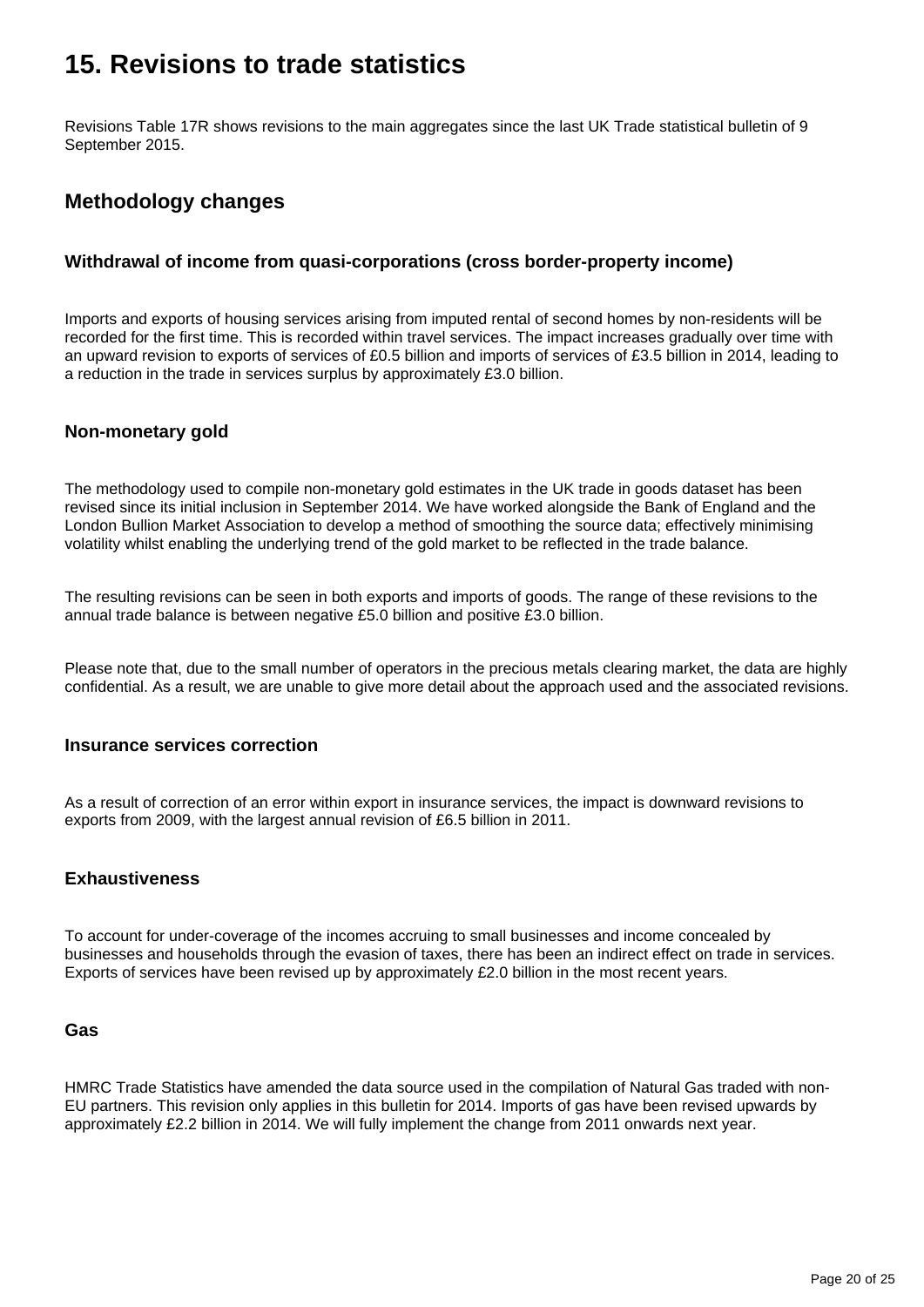# 15. Revisions to trade statistics

Revisions Table 17R shows revisions to the main aggregates since the last UK Trade statistical bulletin of 9 September 2015.

## Methodology changes

### Withdrawal of income from quasi-corporations (cross border-property income)

Imports and exports of housing services arising from imputed rental of second homes by non-residents will be recorded for the first time. This is recorded within travel services. The impact increases gradually over time with an upward revision to exports of services of £0.5 billion and imports of services of £3.5 billion in 2014, leading to a reduction in the trade in services surplus by approximately £3.0 billion.

### Non-monetary gold

The methodology used to compile non-monetary gold estimates in the UK trade in goods dataset has been revised since its initial inclusion in September 2014. We have worked alongside the Bank of England and the London Bullion Market Association to develop a method of smoothing the source data; effectively minimising volatility whilst enabling the underlying trend of the gold market to be reflected in the trade balance.

The resulting revisions can be seen in both exports and imports of goods. The range of these revisions to the annual trade balance is between negative £5.0 billion and positive £3.0 billion.

Please note that, due to the small number of operators in the precious metals clearing market, the data are highly confidential. As a result, we are unable to give more detail about the approach used and the associated revisions.

### Insurance services correction

As a result of correction of an error within export in insurance services, the impact is downward revisions to exports from 2009, with the largest annual revision of £6.5 billion in 2011.

### Exhaustiveness

To account for under-coverage of the incomes accruing to small businesses and income concealed by businesses and households through the evasion of taxes, there has been an indirect effect on trade in services. Exports of services have been revised up by approximately £2.0 billion in the most recent years.

### Gas

HMRC Trade Statistics have amended the data source used in the compilation of Natural Gas traded with non-EU partners. This revision only applies in this bulletin for 2014. Imports of gas have been revised upwards by approximately £2.2 billion in 2014. We will fully implement the change from 2011 onwards next year.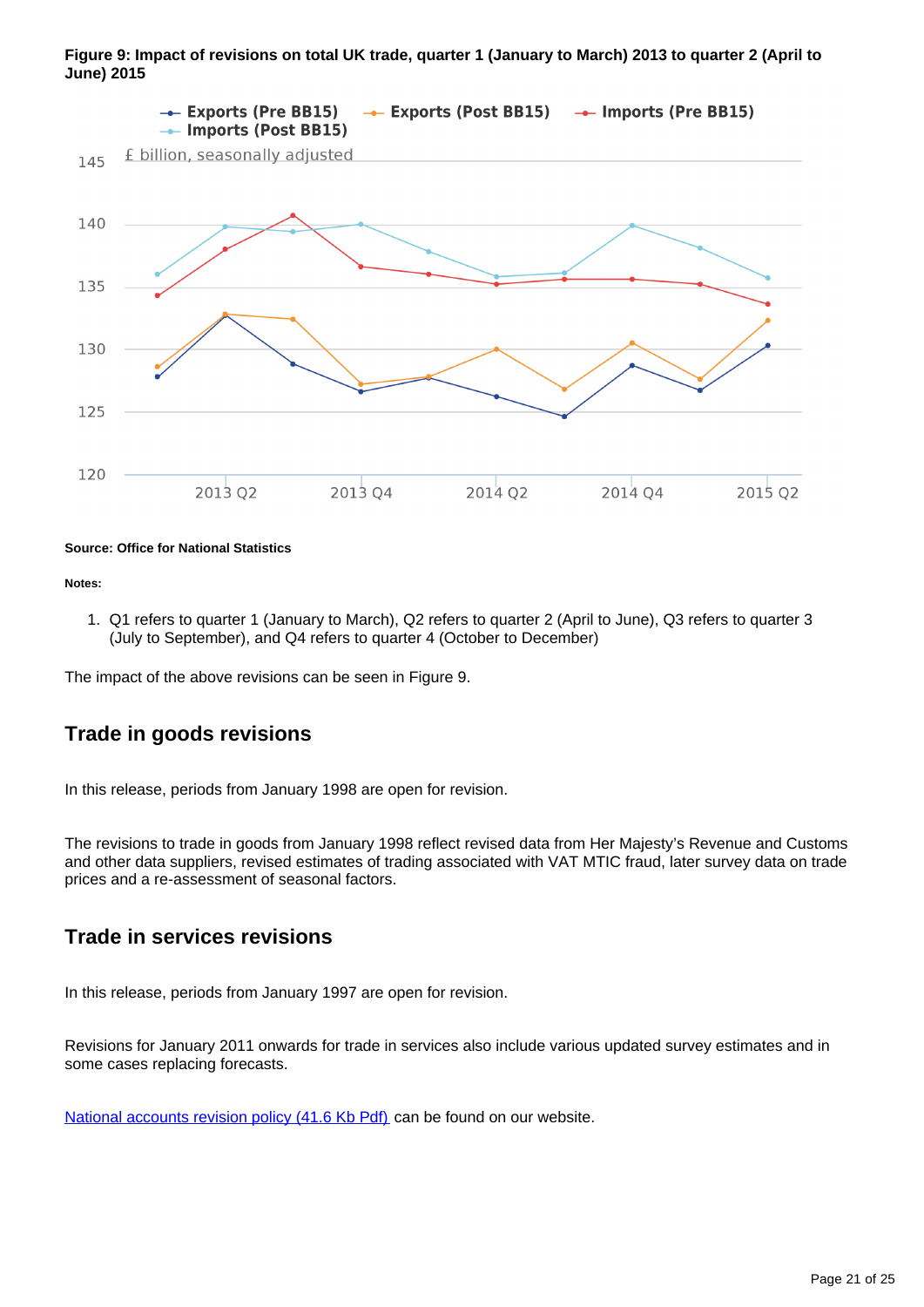**Figure 9: Impact of revisions on total UK trade, quarter 1 (January to March) 2013 to quarter 2 (April to June) 2015**

**Source: Office for National Statistics**

**Notes:**

1. Q1 refers to quarter 1 (January to March), Q2 refers to quarter 2 (April to June), Q3 refers to quarter 3 (July to September), and Q4 refers to quarter 4 (October to December)

The impact of the above revisions can be seen in Figure 9.

## Trade in goods revisions

In this release, periods from January 1998 are open for revision.

The revisions to trade in goods from January 1998 reflect revised data from Her Majesty's Revenue and Customs and other data suppliers, revised estimates of trading associated with VAT MTIC fraud, later survey data on trade prices and a re-assessment of seasonal factors.

## Trade in services revisions

In this release, periods from January 1997 are open for revision.

Revisions for January 2011 onwards for trade in services also include various updated survey estimates and in some cases replacing forecasts.

National accounts revision policy (41.6 Kb Pdf) can be found on our website.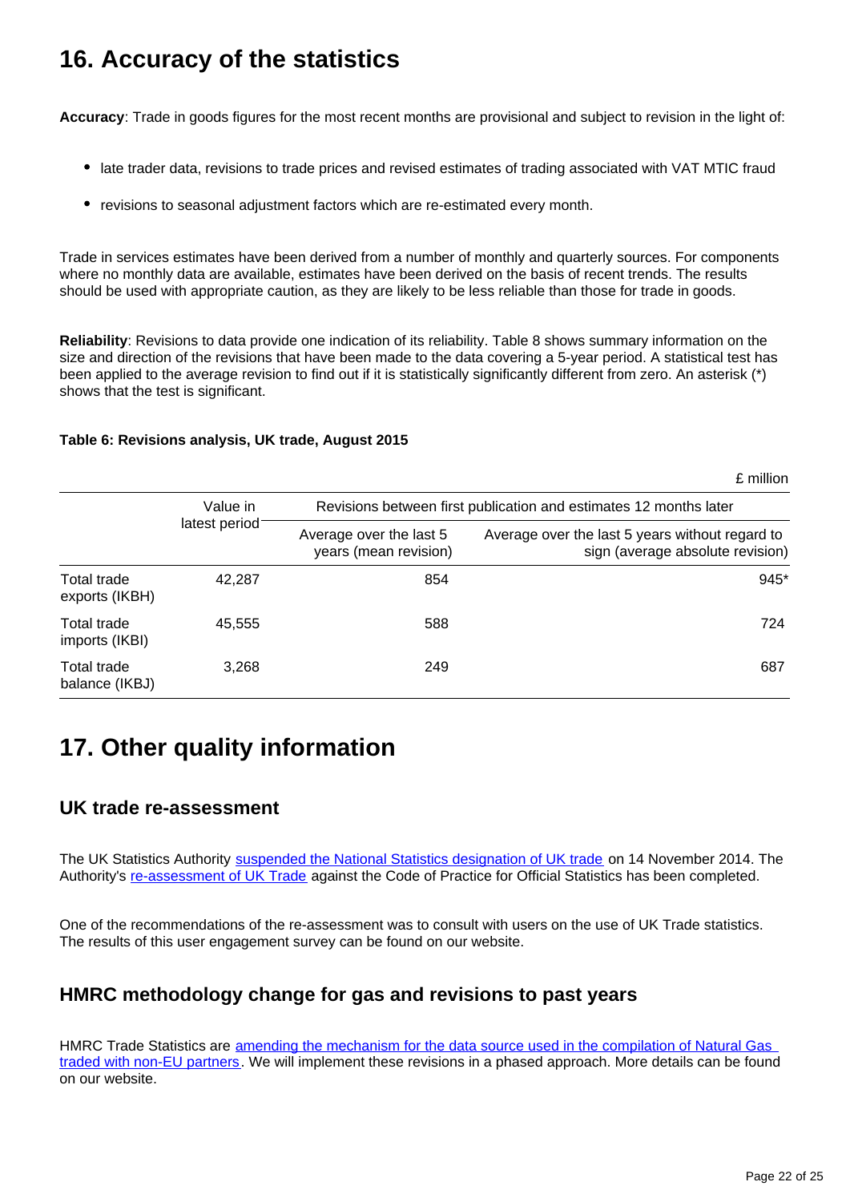# 16. Accuracy of the statistics

**Accuracy**: Trade in goods figures for the most recent months are provisional and subject to revision in the light of:

- late trader data, revisions to trade prices and revised estimates of trading associated with VAT MTIC fraud
- revisions to seasonal adjustment factors which are re-estimated every month.

Trade in services estimates have been derived from a number of monthly and quarterly sources. For components where no monthly data are available, estimates have been derived on the basis of recent trends. The results should be used with appropriate caution, as they are likely to be less reliable than those for trade in goods.

**Reliability**: Revisions to data provide one indication of its reliability. Table 8 shows summary information on the size and direction of the revisions that have been made to the data covering a 5-year period. A statistical test has been applied to the average revision to find out if it is statistically significantly different from zero. An asterisk (*) shows that the test is significant.

**Table 6: Revisions analysis, UK trade, August 2015**

£ million

| | Value in latest period | Revisions between first publication and estimates 12 months later | |
|---|---|---|---|
| | | Average over the last 5 years (mean revision) | Average over the last 5 years without regard to sign (average absolute revision) |
| Total trade exports (IKBH) | 42,287 | 854 | 945* |
| Total trade imports (IKBI) | 45,555 | 588 | 724 |
| Total trade balance (IKBJ) | 3,268 | 249 | 687 |

# 17. Other quality information

## UK trade re-assessment

The UK Statistics Authority suspended the National Statistics designation of UK trade on 14 November 2014. The Authority's re-assessment of UK Trade against the Code of Practice for Official Statistics has been completed.

One of the recommendations of the re-assessment was to consult with users on the use of UK Trade statistics. The results of this user engagement survey can be found on our website.

## HMRC methodology change for gas and revisions to past years

HMRC Trade Statistics are amending the mechanism for the data source used in the compilation of Natural Gas traded with non-EU partners. We will implement these revisions in a phased approach. More details can be found on our website.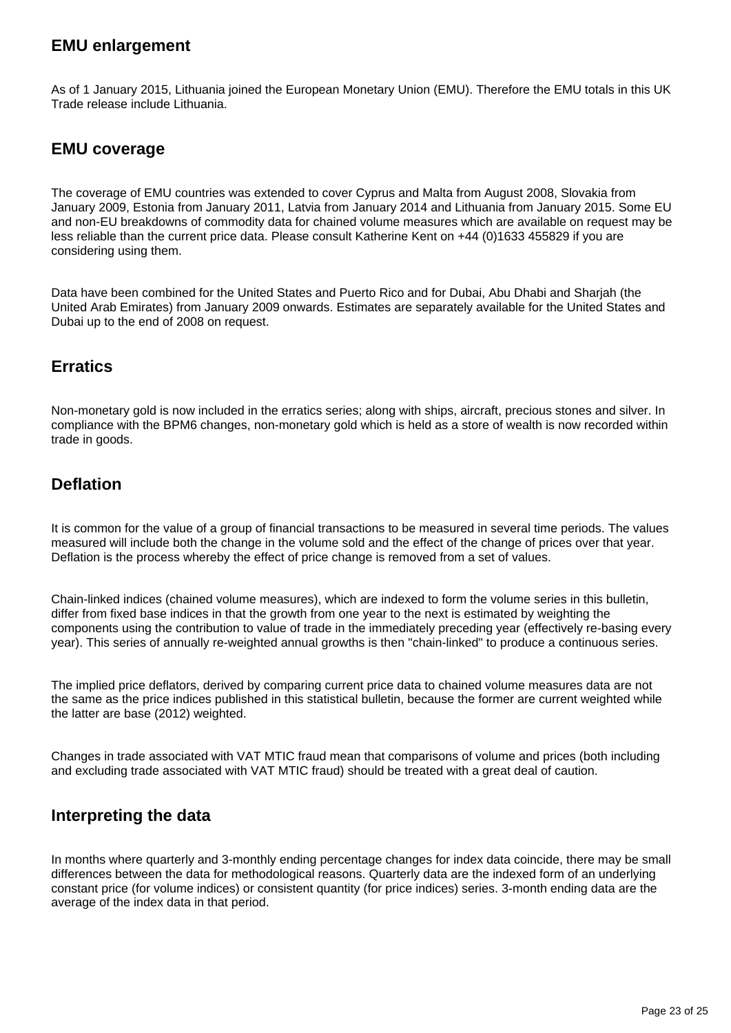### EMU enlargement

As of 1 January 2015, Lithuania joined the European Monetary Union (EMU). Therefore the EMU totals in this UK Trade release include Lithuania.

### EMU coverage

The coverage of EMU countries was extended to cover Cyprus and Malta from August 2008, Slovakia from January 2009, Estonia from January 2011, Latvia from January 2014 and Lithuania from January 2015. Some EU and non-EU breakdowns of commodity data for chained volume measures which are available on request may be less reliable than the current price data. Please consult Katherine Kent on +44 (0)1633 455829 if you are considering using them.

Data have been combined for the United States and Puerto Rico and for Dubai, Abu Dhabi and Sharjah (the United Arab Emirates) from January 2009 onwards. Estimates are separately available for the United States and Dubai up to the end of 2008 on request.

### Erratics

Non-monetary gold is now included in the erratics series; along with ships, aircraft, precious stones and silver. In compliance with the BPM6 changes, non-monetary gold which is held as a store of wealth is now recorded within trade in goods.

### Deflation

It is common for the value of a group of financial transactions to be measured in several time periods. The values measured will include both the change in the volume sold and the effect of the change of prices over that year. Deflation is the process whereby the effect of price change is removed from a set of values.

Chain-linked indices (chained volume measures), which are indexed to form the volume series in this bulletin, differ from fixed base indices in that the growth from one year to the next is estimated by weighting the components using the contribution to value of trade in the immediately preceding year (effectively re-basing every year). This series of annually re-weighted annual growths is then "chain-linked" to produce a continuous series.

The implied price deflators, derived by comparing current price data to chained volume measures data are not the same as the price indices published in this statistical bulletin, because the former are current weighted while the latter are base (2012) weighted.

Changes in trade associated with VAT MTIC fraud mean that comparisons of volume and prices (both including and excluding trade associated with VAT MTIC fraud) should be treated with a great deal of caution.

### Interpreting the data

In months where quarterly and 3-monthly ending percentage changes for index data coincide, there may be small differences between the data for methodological reasons. Quarterly data are the indexed form of an underlying constant price (for volume indices) or consistent quantity (for price indices) series. 3-month ending data are the average of the index data in that period.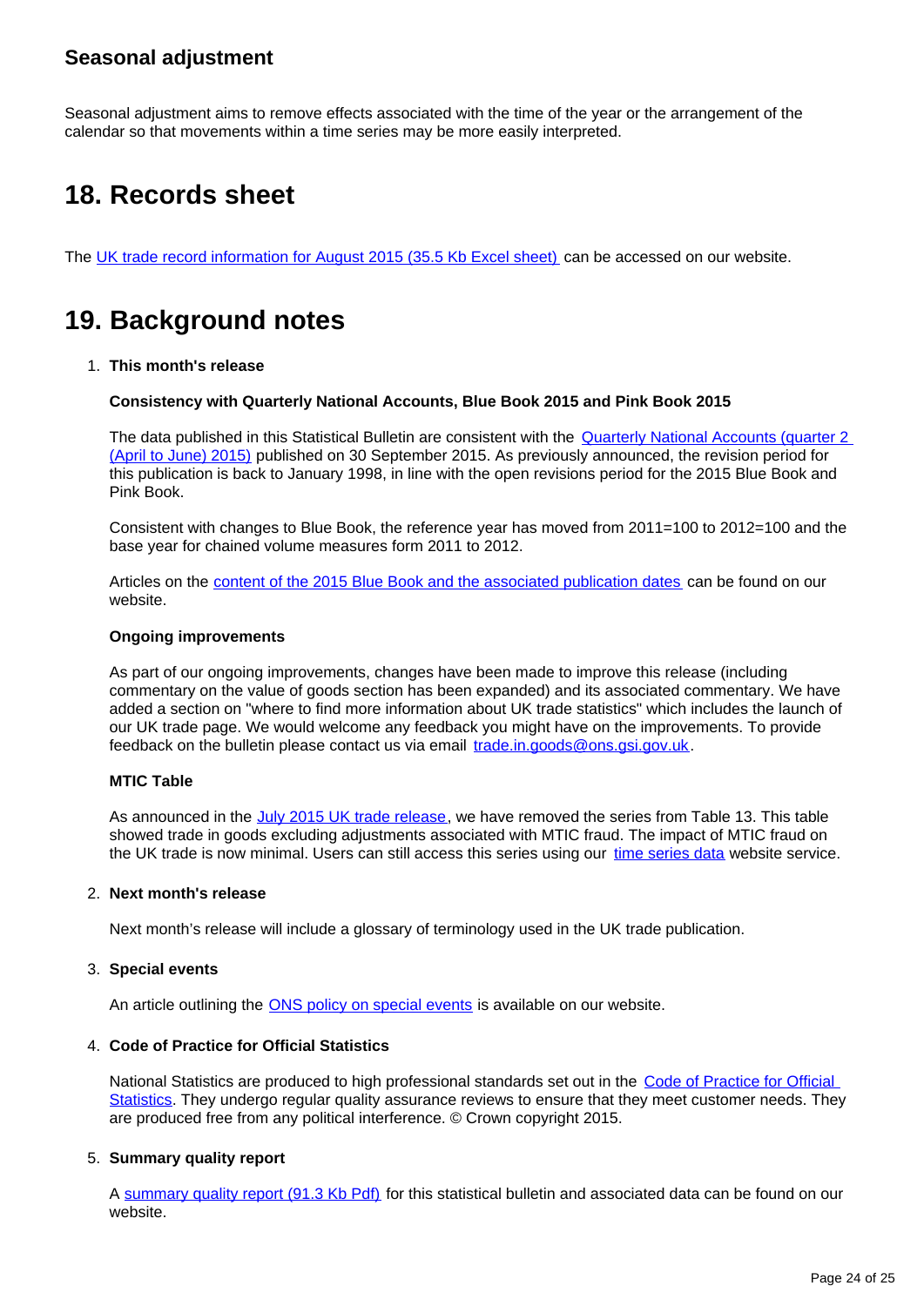### Seasonal adjustment

Seasonal adjustment aims to remove effects associated with the time of the year or the arrangement of the calendar so that movements within a time series may be more easily interpreted.

## 18. Records sheet

The UK trade record information for August 2015 (35.5 Kb Excel sheet) can be accessed on our website.

## 19. Background notes

1. **This month's release**

   **Consistency with Quarterly National Accounts, Blue Book 2015 and Pink Book 2015**

   The data published in this Statistical Bulletin are consistent with the Quarterly National Accounts (quarter 2 (April to June) 2015) published on 30 September 2015. As previously announced, the revision period for this publication is back to January 1998, in line with the open revisions period for the 2015 Blue Book and Pink Book.

   Consistent with changes to Blue Book, the reference year has moved from 2011=100 to 2012=100 and the base year for chained volume measures form 2011 to 2012.

   Articles on the content of the 2015 Blue Book and the associated publication dates can be found on our website.

   **Ongoing improvements**

   As part of our ongoing improvements, changes have been made to improve this release (including commentary on the value of goods section has been expanded) and its associated commentary. We have added a section on "where to find more information about UK trade statistics" which includes the launch of our UK trade page. We would welcome any feedback you might have on the improvements. To provide feedback on the bulletin please contact us via email trade.in.goods@ons.gsi.gov.uk.

   **MTIC Table**

   As announced in the July 2015 UK trade release, we have removed the series from Table 13. This table showed trade in goods excluding adjustments associated with MTIC fraud. The impact of MTIC fraud on the UK trade is now minimal. Users can still access this series using our time series data website service.

2. **Next month's release**

   Next month's release will include a glossary of terminology used in the UK trade publication.

3. **Special events**

   An article outlining the ONS policy on special events is available on our website.

4. **Code of Practice for Official Statistics**

   National Statistics are produced to high professional standards set out in the Code of Practice for Official Statistics. They undergo regular quality assurance reviews to ensure that they meet customer needs. They are produced free from any political interference. © Crown copyright 2015.

5. **Summary quality report**

   A summary quality report (91.3 Kb Pdf) for this statistical bulletin and associated data can be found on our website.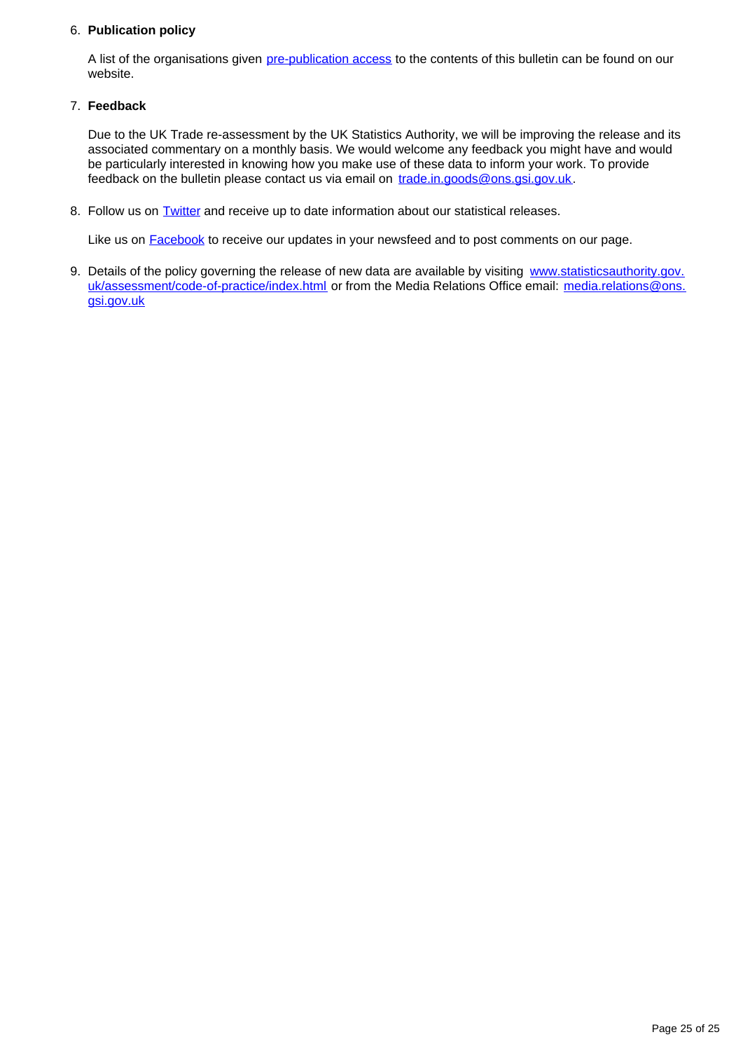6. **Publication policy**

   A list of the organisations given pre-publication access to the contents of this bulletin can be found on our website.

7. **Feedback**

   Due to the UK Trade re-assessment by the UK Statistics Authority, we will be improving the release and its associated commentary on a monthly basis. We would welcome any feedback you might have and would be particularly interested in knowing how you make use of these data to inform your work. To provide feedback on the bulletin please contact us via email on trade.in.goods@ons.gsi.gov.uk.

8. Follow us on Twitter and receive up to date information about our statistical releases.

   Like us on Facebook to receive our updates in your newsfeed and to post comments on our page.

9. Details of the policy governing the release of new data are available by visiting www.statisticsauthority.gov.uk/assessment/code-of-practice/index.html or from the Media Relations Office email: media.relations@ons.gsi.gov.uk